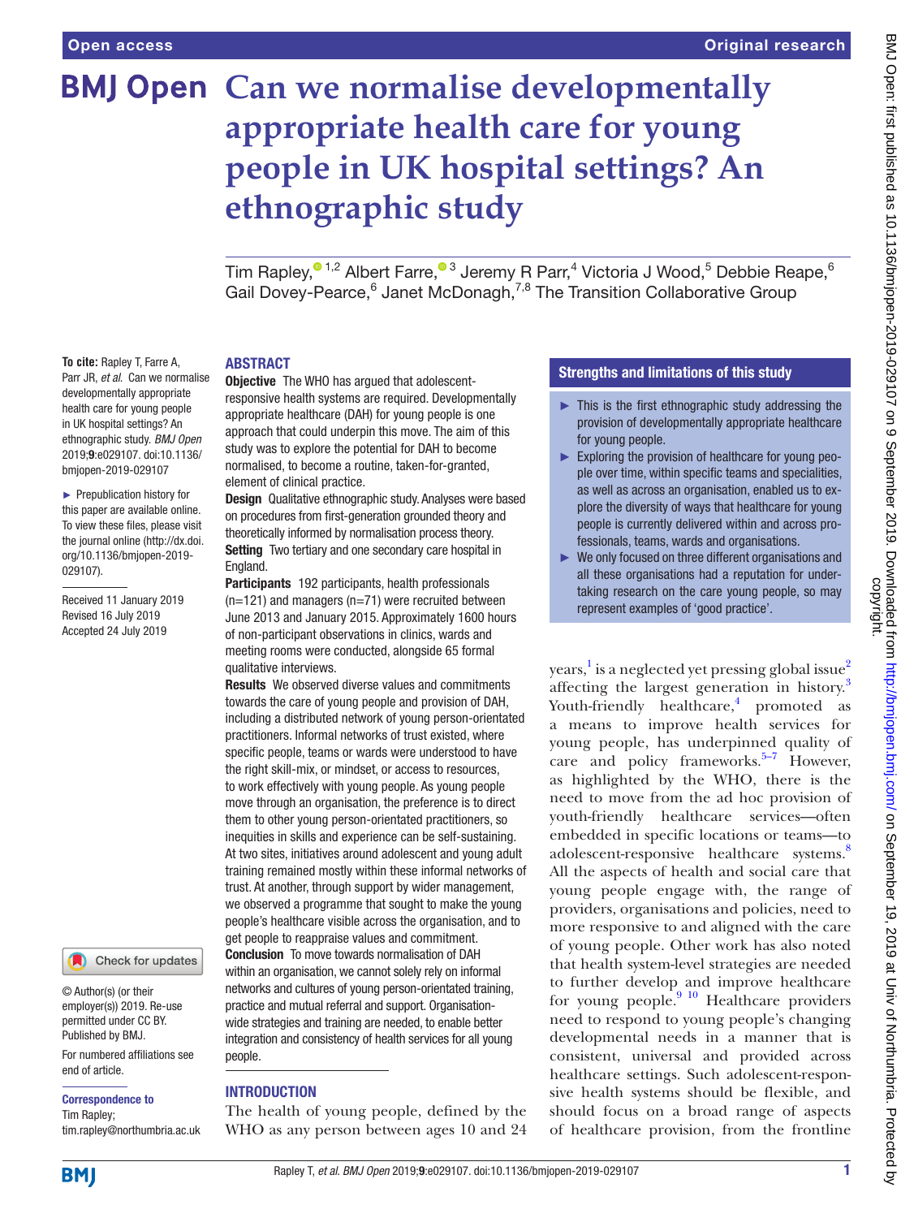Open access | Original research

# Can we normalise developmentally appropriate health care for young people in UK hospital settings? An ethnographic study

Tim Rapley,[1,2] Albert Farre,[3] Jeremy R Parr,[4] Victoria J Wood,[5] Debbie Reape,[6] Gail Dovey-Pearce,[6] Janet McDonagh,[7,8] The Transition Collaborative Group

**To cite:** Rapley T, Farre A, Parr JR, *et al*. Can we normalise developmentally appropriate health care for young people in UK hospital settings? An ethnographic study. *BMJ Open* 2019;**9**:e029107. doi:10.1136/bmjopen-2019-029107

► Prepublication history for this paper are available online. To view these files, please visit the journal online (http://dx.doi.org/10.1136/bmjopen-2019-029107).

Received 11 January 2019
Revised 16 July 2019
Accepted 24 July 2019

© Author(s) (or their employer(s)) 2019. Re-use permitted under CC BY. Published by BMJ.

For numbered affiliations see end of article.

**Correspondence to**
Tim Rapley;
tim.rapley@northumbria.ac.uk

## ABSTRACT

**Objective** The WHO has argued that adolescent-responsive health systems are required. Developmentally appropriate healthcare (DAH) for young people is one approach that could underpin this move. The aim of this study was to explore the potential for DAH to become normalised, to become a routine, taken-for-granted, element of clinical practice.

**Design** Qualitative ethnographic study. Analyses were based on procedures from first-generation grounded theory and theoretically informed by normalisation process theory.

**Setting** Two tertiary and one secondary care hospital in England.

**Participants** 192 participants, health professionals (n=121) and managers (n=71) were recruited between June 2013 and January 2015. Approximately 1600 hours of non-participant observations in clinics, wards and meeting rooms were conducted, alongside 65 formal qualitative interviews.

**Results** We observed diverse values and commitments towards the care of young people and provision of DAH, including a distributed network of young person-orientated practitioners. Informal networks of trust existed, where specific people, teams or wards were understood to have the right skill-mix, or mindset, or access to resources, to work effectively with young people. As young people move through an organisation, the preference is to direct them to other young person-orientated practitioners, so inequities in skills and experience can be self-sustaining. At two sites, initiatives around adolescent and young adult training remained mostly within these informal networks of trust. At another, through support by wider management, we observed a programme that sought to make the young people's healthcare visible across the organisation, and to get people to reappraise values and commitment.

**Conclusion** To move towards normalisation of DAH within an organisation, we cannot solely rely on informal networks and cultures of young person-orientated training, practice and mutual referral and support. Organisation-wide strategies and training are needed, to enable better integration and consistency of health services for all young people.

## Strengths and limitations of this study

- ► This is the first ethnographic study addressing the provision of developmentally appropriate healthcare for young people.
- ► Exploring the provision of healthcare for young people over time, within specific teams and specialities, as well as across an organisation, enabled us to explore the diversity of ways that healthcare for young people is currently delivered within and across professionals, teams, wards and organisations.
- ► We only focused on three different organisations and all these organisations had a reputation for undertaking research on the care young people, so may represent examples of 'good practice'.

## INTRODUCTION

The health of young people, defined by the WHO as any person between ages 10 and 24 years,[1] is a neglected yet pressing global issue[2] affecting the largest generation in history.[3] Youth-friendly healthcare,[4] promoted as a means to improve health services for young people, has underpinned quality of care and policy frameworks.[5–7] However, as highlighted by the WHO, there is the need to move from the ad hoc provision of youth-friendly healthcare services—often embedded in specific locations or teams—to adolescent-responsive healthcare systems.[8] All the aspects of health and social care that young people engage with, the range of providers, organisations and policies, need to more responsive to and aligned with the care of young people. Other work has also noted that health system-level strategies are needed to further develop and improve healthcare for young people.[9 10] Healthcare providers need to respond to young people's changing developmental needs in a manner that is consistent, universal and provided across healthcare settings. Such adolescent-responsive health systems should be flexible, and should focus on a broad range of aspects of healthcare provision, from the frontline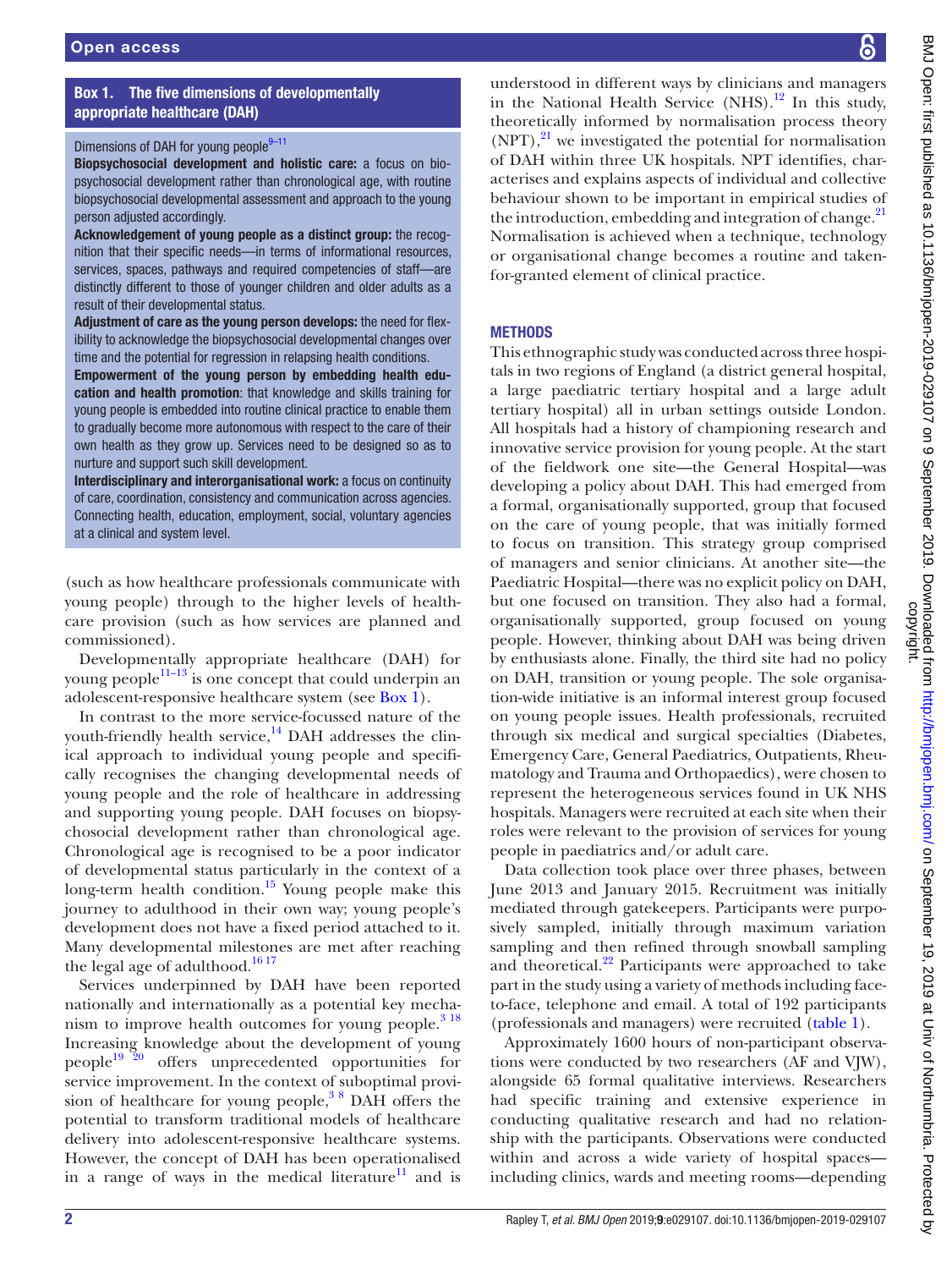**Box 1. The five dimensions of developmentally appropriate healthcare (DAH)**

Dimensions of DAH for young people[9–11]

**Biopsychosocial development and holistic care:** a focus on biopsychosocial development rather than chronological age, with routine biopsychosocial developmental assessment and approach to the young person adjusted accordingly.

**Acknowledgement of young people as a distinct group:** the recognition that their specific needs—in terms of informational resources, services, spaces, pathways and required competencies of staff—are distinctly different to those of younger children and older adults as a result of their developmental status.

**Adjustment of care as the young person develops:** the need for flexibility to acknowledge the biopsychosocial developmental changes over time and the potential for regression in relapsing health conditions.

**Empowerment of the young person by embedding health education and health promotion**: that knowledge and skills training for young people is embedded into routine clinical practice to enable them to gradually become more autonomous with respect to the care of their own health as they grow up. Services need to be designed so as to nurture and support such skill development.

**Interdisciplinary and interorganisational work:** a focus on continuity of care, coordination, consistency and communication across agencies. Connecting health, education, employment, social, voluntary agencies at a clinical and system level.

(such as how healthcare professionals communicate with young people) through to the higher levels of healthcare provision (such as how services are planned and commissioned).

Developmentally appropriate healthcare (DAH) for young people[11–13] is one concept that could underpin an adolescent-responsive healthcare system (see Box 1).

In contrast to the more service-focussed nature of the youth-friendly health service,[14] DAH addresses the clinical approach to individual young people and specifically recognises the changing developmental needs of young people and the role of healthcare in addressing and supporting young people. DAH focuses on biopsychosocial development rather than chronological age. Chronological age is recognised to be a poor indicator of developmental status particularly in the context of a long-term health condition.[15] Young people make this journey to adulthood in their own way; young people's development does not have a fixed period attached to it. Many developmental milestones are met after reaching the legal age of adulthood.[16 17]

Services underpinned by DAH have been reported nationally and internationally as a potential key mechanism to improve health outcomes for young people.[3 18] Increasing knowledge about the development of young people[19 20] offers unprecedented opportunities for service improvement. In the context of suboptimal provision of healthcare for young people,[3 8] DAH offers the potential to transform traditional models of healthcare delivery into adolescent-responsive healthcare systems. However, the concept of DAH has been operationalised in a range of ways in the medical literature[11] and is understood in different ways by clinicians and managers in the National Health Service (NHS).[12] In this study, theoretically informed by normalisation process theory (NPT),[21] we investigated the potential for normalisation of DAH within three UK hospitals. NPT identifies, characterises and explains aspects of individual and collective behaviour shown to be important in empirical studies of the introduction, embedding and integration of change.[21] Normalisation is achieved when a technique, technology or organisational change becomes a routine and taken-for-granted element of clinical practice.

## METHODS

This ethnographic study was conducted across three hospitals in two regions of England (a district general hospital, a large paediatric tertiary hospital and a large adult tertiary hospital) all in urban settings outside London. All hospitals had a history of championing research and innovative service provision for young people. At the start of the fieldwork one site—the General Hospital—was developing a policy about DAH. This had emerged from a formal, organisationally supported, group that focused on the care of young people, that was initially formed to focus on transition. This strategy group comprised of managers and senior clinicians. At another site—the Paediatric Hospital—there was no explicit policy on DAH, but one focused on transition. They also had a formal, organisationally supported, group focused on young people. However, thinking about DAH was being driven by enthusiasts alone. Finally, the third site had no policy on DAH, transition or young people. The sole organisation-wide initiative is an informal interest group focused on young people issues. Health professionals, recruited through six medical and surgical specialties (Diabetes, Emergency Care, General Paediatrics, Outpatients, Rheumatology and Trauma and Orthopaedics), were chosen to represent the heterogeneous services found in UK NHS hospitals. Managers were recruited at each site when their roles were relevant to the provision of services for young people in paediatrics and/or adult care.

Data collection took place over three phases, between June 2013 and January 2015. Recruitment was initially mediated through gatekeepers. Participants were purposively sampled, initially through maximum variation sampling and then refined through snowball sampling and theoretical.[22] Participants were approached to take part in the study using a variety of methods including face-to-face, telephone and email. A total of 192 participants (professionals and managers) were recruited (table 1).

Approximately 1600 hours of non-participant observations were conducted by two researchers (AF and VJW), alongside 65 formal qualitative interviews. Researchers had specific training and extensive experience in conducting qualitative research and had no relationship with the participants. Observations were conducted within and across a wide variety of hospital spaces—including clinics, wards and meeting rooms—depending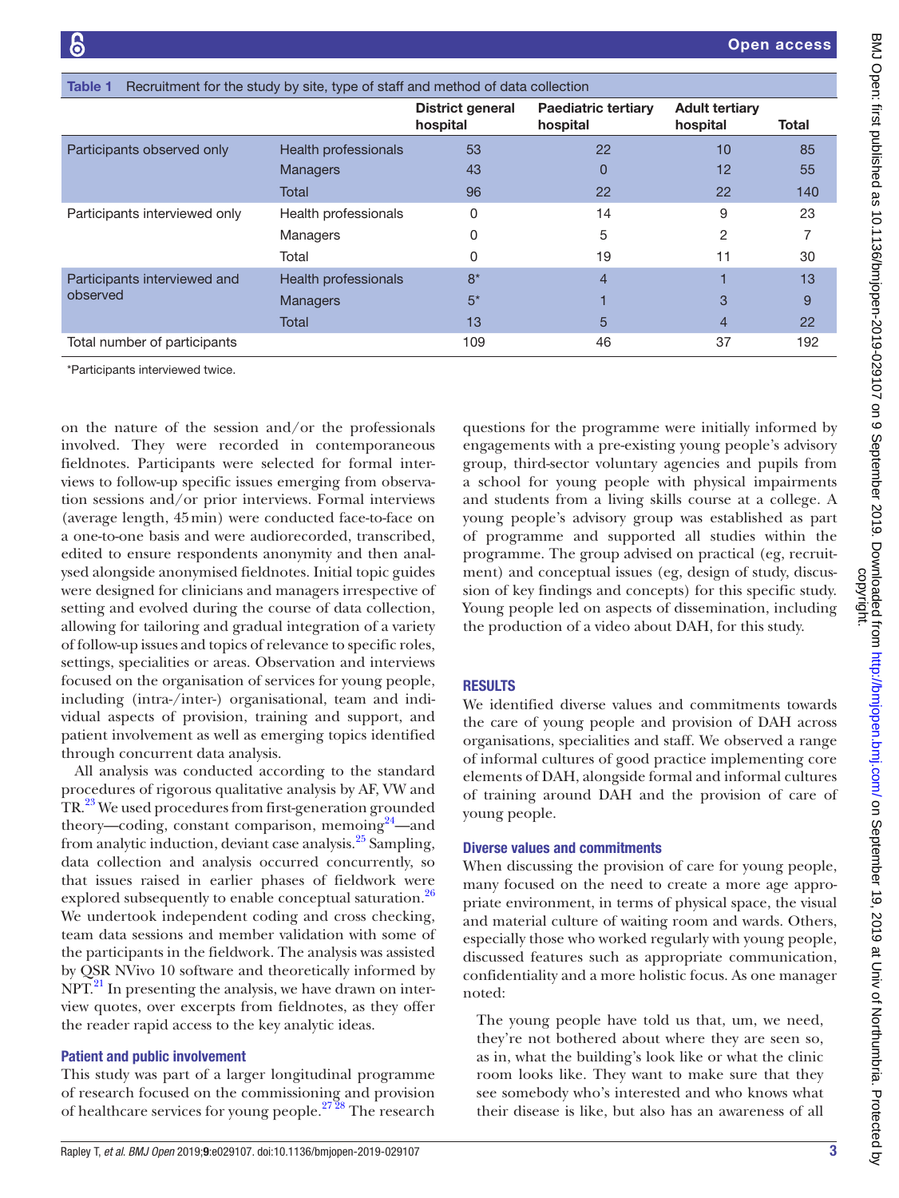Table 1 Recruitment for the study by site, type of staff and method of data collection

| | | District general hospital | Paediatric tertiary hospital | Adult tertiary hospital | Total |
|---|---|---|---|---|---|
| Participants observed only | Health professionals | 53 | 22 | 10 | 85 |
| | Managers | 43 | 0 | 12 | 55 |
| | Total | 96 | 22 | 22 | 140 |
| Participants interviewed only | Health professionals | 0 | 14 | 9 | 23 |
| | Managers | 0 | 5 | 2 | 7 |
| | Total | 0 | 19 | 11 | 30 |
| Participants interviewed and observed | Health professionals | 8* | 4 | 1 | 13 |
| | Managers | 5* | 1 | 3 | 9 |
| | Total | 13 | 5 | 4 | 22 |
| Total number of participants | | 109 | 46 | 37 | 192 |

*Participants interviewed twice.

on the nature of the session and/or the professionals involved. They were recorded in contemporaneous fieldnotes. Participants were selected for formal interviews to follow-up specific issues emerging from observation sessions and/or prior interviews. Formal interviews (average length, 45 min) were conducted face-to-face on a one-to-one basis and were audiorecorded, transcribed, edited to ensure respondents anonymity and then analysed alongside anonymised fieldnotes. Initial topic guides were designed for clinicians and managers irrespective of setting and evolved during the course of data collection, allowing for tailoring and gradual integration of a variety of follow-up issues and topics of relevance to specific roles, settings, specialities or areas. Observation and interviews focused on the organisation of services for young people, including (intra-/inter-) organisational, team and individual aspects of provision, training and support, and patient involvement as well as emerging topics identified through concurrent data analysis.

All analysis was conducted according to the standard procedures of rigorous qualitative analysis by AF, VW and TR.[23] We used procedures from first-generation grounded theory—coding, constant comparison, memoing[24]—and from analytic induction, deviant case analysis.[25] Sampling, data collection and analysis occurred concurrently, so that issues raised in earlier phases of fieldwork were explored subsequently to enable conceptual saturation.[26] We undertook independent coding and cross checking, team data sessions and member validation with some of the participants in the fieldwork. The analysis was assisted by QSR NVivo 10 software and theoretically informed by NPT.[21] In presenting the analysis, we have drawn on interview quotes, over excerpts from fieldnotes, as they offer the reader rapid access to the key analytic ideas.

### Patient and public involvement

This study was part of a larger longitudinal programme of research focused on the commissioning and provision of healthcare services for young people.[27 28] The research questions for the programme were initially informed by engagements with a pre-existing young people's advisory group, third-sector voluntary agencies and pupils from a school for young people with physical impairments and students from a living skills course at a college. A young people's advisory group was established as part of programme and supported all studies within the programme. The group advised on practical (eg, recruitment) and conceptual issues (eg, design of study, discussion of key findings and concepts) for this specific study. Young people led on aspects of dissemination, including the production of a video about DAH, for this study.

## RESULTS

We identified diverse values and commitments towards the care of young people and provision of DAH across organisations, specialities and staff. We observed a range of informal cultures of good practice implementing core elements of DAH, alongside formal and informal cultures of training around DAH and the provision of care of young people.

### Diverse values and commitments

When discussing the provision of care for young people, many focused on the need to create a more age appropriate environment, in terms of physical space, the visual and material culture of waiting room and wards. Others, especially those who worked regularly with young people, discussed features such as appropriate communication, confidentiality and a more holistic focus. As one manager noted:

> The young people have told us that, um, we need, they're not bothered about where they are seen so, as in, what the building's look like or what the clinic room looks like. They want to make sure that they see somebody who's interested and who knows what their disease is like, but also has an awareness of all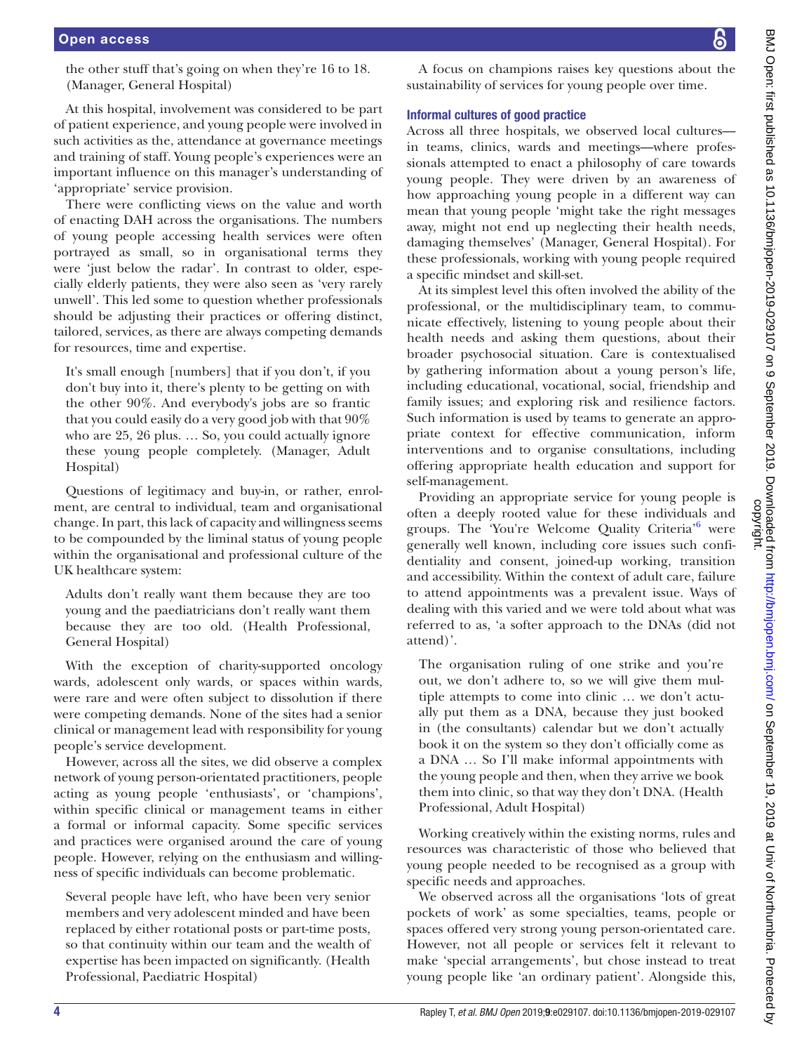the other stuff that's going on when they're 16 to 18. (Manager, General Hospital)

At this hospital, involvement was considered to be part of patient experience, and young people were involved in such activities as the, attendance at governance meetings and training of staff. Young people's experiences were an important influence on this manager's understanding of 'appropriate' service provision.

There were conflicting views on the value and worth of enacting DAH across the organisations. The numbers of young people accessing health services were often portrayed as small, so in organisational terms they were 'just below the radar'. In contrast to older, especially elderly patients, they were also seen as 'very rarely unwell'. This led some to question whether professionals should be adjusting their practices or offering distinct, tailored, services, as there are always competing demands for resources, time and expertise.

> It's small enough [numbers] that if you don't, if you don't buy into it, there's plenty to be getting on with the other 90%. And everybody's jobs are so frantic that you could easily do a very good job with that 90% who are 25, 26 plus. … So, you could actually ignore these young people completely. (Manager, Adult Hospital)

Questions of legitimacy and buy-in, or rather, enrolment, are central to individual, team and organisational change. In part, this lack of capacity and willingness seems to be compounded by the liminal status of young people within the organisational and professional culture of the UK healthcare system:

> Adults don't really want them because they are too young and the paediatricians don't really want them because they are too old. (Health Professional, General Hospital)

With the exception of charity-supported oncology wards, adolescent only wards, or spaces within wards, were rare and were often subject to dissolution if there were competing demands. None of the sites had a senior clinical or management lead with responsibility for young people's service development.

However, across all the sites, we did observe a complex network of young person-orientated practitioners, people acting as young people 'enthusiasts', or 'champions', within specific clinical or management teams in either a formal or informal capacity. Some specific services and practices were organised around the care of young people. However, relying on the enthusiasm and willingness of specific individuals can become problematic.

> Several people have left, who have been very senior members and very adolescent minded and have been replaced by either rotational posts or part-time posts, so that continuity within our team and the wealth of expertise has been impacted on significantly. (Health Professional, Paediatric Hospital)

A focus on champions raises key questions about the sustainability of services for young people over time.

### Informal cultures of good practice

Across all three hospitals, we observed local cultures—in teams, clinics, wards and meetings—where professionals attempted to enact a philosophy of care towards young people. They were driven by an awareness of how approaching young people in a different way can mean that young people 'might take the right messages away, might not end up neglecting their health needs, damaging themselves' (Manager, General Hospital). For these professionals, working with young people required a specific mindset and skill-set.

At its simplest level this often involved the ability of the professional, or the multidisciplinary team, to communicate effectively, listening to young people about their health needs and asking them questions, about their broader psychosocial situation. Care is contextualised by gathering information about a young person's life, including educational, vocational, social, friendship and family issues; and exploring risk and resilience factors. Such information is used by teams to generate an appropriate context for effective communication, inform interventions and to organise consultations, including offering appropriate health education and support for self-management.

Providing an appropriate service for young people is often a deeply rooted value for these individuals and groups. The 'You're Welcome Quality Criteria'[6] were generally well known, including core issues such confidentiality and consent, joined-up working, transition and accessibility. Within the context of adult care, failure to attend appointments was a prevalent issue. Ways of dealing with this varied and we were told about what was referred to as, 'a softer approach to the DNAs (did not attend)'.

> The organisation ruling of one strike and you're out, we don't adhere to, so we will give them multiple attempts to come into clinic … we don't actually put them as a DNA, because they just booked in (the consultants) calendar but we don't actually book it on the system so they don't officially come as a DNA … So I'll make informal appointments with the young people and then, when they arrive we book them into clinic, so that way they don't DNA. (Health Professional, Adult Hospital)

Working creatively within the existing norms, rules and resources was characteristic of those who believed that young people needed to be recognised as a group with specific needs and approaches.

We observed across all the organisations 'lots of great pockets of work' as some specialties, teams, people or spaces offered very strong young person-orientated care. However, not all people or services felt it relevant to make 'special arrangements', but chose instead to treat young people like 'an ordinary patient'. Alongside this,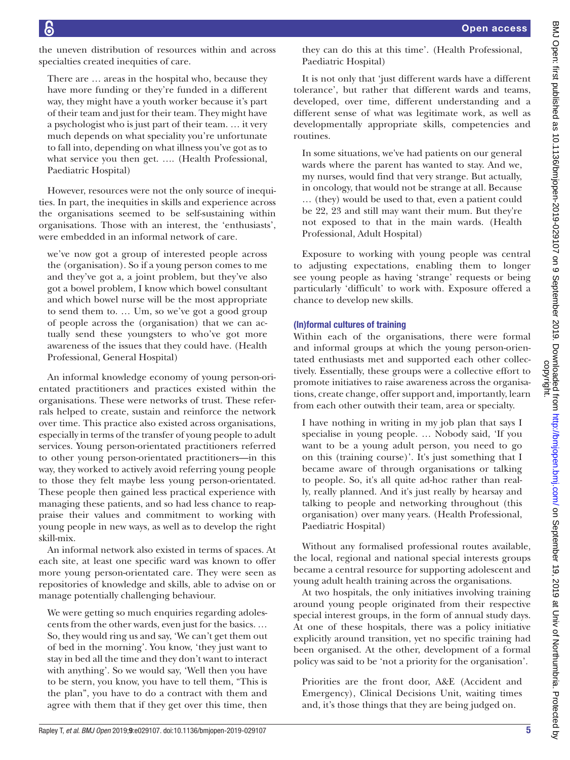the uneven distribution of resources within and across specialties created inequities of care.

> There are … areas in the hospital who, because they have more funding or they're funded in a different way, they might have a youth worker because it's part of their team and just for their team. They might have a psychologist who is just part of their team. … it very much depends on what speciality you're unfortunate to fall into, depending on what illness you've got as to what service you then get. …. (Health Professional, Paediatric Hospital)

However, resources were not the only source of inequities. In part, the inequities in skills and experience across the organisations seemed to be self-sustaining within organisations. Those with an interest, the 'enthusiasts', were embedded in an informal network of care.

> we've now got a group of interested people across the (organisation). So if a young person comes to me and they've got a, a joint problem, but they've also got a bowel problem, I know which bowel consultant and which bowel nurse will be the most appropriate to send them to. … Um, so we've got a good group of people across the (organisation) that we can actually send these youngsters to who've got more awareness of the issues that they could have. (Health Professional, General Hospital)

An informal knowledge economy of young person-orientated practitioners and practices existed within the organisations. These were networks of trust. These referrals helped to create, sustain and reinforce the network over time. This practice also existed across organisations, especially in terms of the transfer of young people to adult services. Young person-orientated practitioners referred to other young person-orientated practitioners—in this way, they worked to actively avoid referring young people to those they felt maybe less young person-orientated. These people then gained less practical experience with managing these patients, and so had less chance to reappraise their values and commitment to working with young people in new ways, as well as to develop the right skill-mix.

An informal network also existed in terms of spaces. At each site, at least one specific ward was known to offer more young person-orientated care. They were seen as repositories of knowledge and skills, able to advise on or manage potentially challenging behaviour.

> We were getting so much enquiries regarding adolescents from the other wards, even just for the basics. … So, they would ring us and say, 'We can't get them out of bed in the morning'. You know, 'they just want to stay in bed all the time and they don't want to interact with anything'. So we would say, 'Well then you have to be stern, you know, you have to tell them, "This is the plan", you have to do a contract with them and agree with them that if they get over this time, then they can do this at this time'. (Health Professional, Paediatric Hospital)

It is not only that 'just different wards have a different tolerance', but rather that different wards and teams, developed, over time, different understanding and a different sense of what was legitimate work, as well as developmentally appropriate skills, competencies and routines.

> In some situations, we've had patients on our general wards where the parent has wanted to stay. And we, my nurses, would find that very strange. But actually, in oncology, that would not be strange at all. Because … (they) would be used to that, even a patient could be 22, 23 and still may want their mum. But they're not exposed to that in the main wards. (Health Professional, Adult Hospital)

Exposure to working with young people was central to adjusting expectations, enabling them to longer see young people as having 'strange' requests or being particularly 'difficult' to work with. Exposure offered a chance to develop new skills.

### (In)formal cultures of training

Within each of the organisations, there were formal and informal groups at which the young person-orientated enthusiasts met and supported each other collectively. Essentially, these groups were a collective effort to promote initiatives to raise awareness across the organisations, create change, offer support and, importantly, learn from each other outwith their team, area or specialty.

> I have nothing in writing in my job plan that says I specialise in young people. … Nobody said, 'If you want to be a young adult person, you need to go on this (training course)'. It's just something that I became aware of through organisations or talking to people. So, it's all quite ad-hoc rather than really, really planned. And it's just really by hearsay and talking to people and networking throughout (this organisation) over many years. (Health Professional, Paediatric Hospital)

Without any formalised professional routes available, the local, regional and national special interests groups became a central resource for supporting adolescent and young adult health training across the organisations.

At two hospitals, the only initiatives involving training around young people originated from their respective special interest groups, in the form of annual study days. At one of these hospitals, there was a policy initiative explicitly around transition, yet no specific training had been organised. At the other, development of a formal policy was said to be 'not a priority for the organisation'.

> Priorities are the front door, A&E (Accident and Emergency), Clinical Decisions Unit, waiting times and, it's those things that they are being judged on.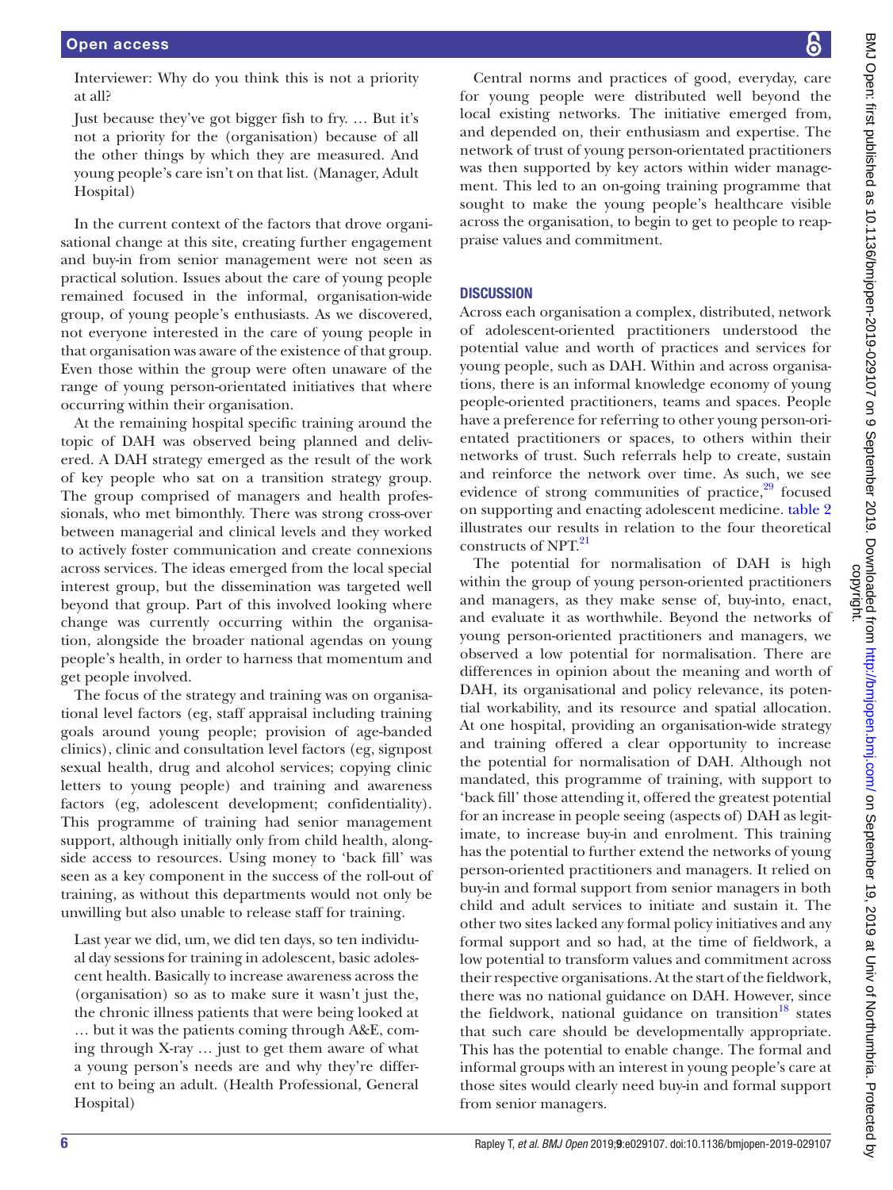Interviewer: Why do you think this is not a priority at all?

Just because they've got bigger fish to fry. … But it's not a priority for the (organisation) because of all the other things by which they are measured. And young people's care isn't on that list. (Manager, Adult Hospital)

In the current context of the factors that drove organisational change at this site, creating further engagement and buy-in from senior management were not seen as practical solution. Issues about the care of young people remained focused in the informal, organisation-wide group, of young people's enthusiasts. As we discovered, not everyone interested in the care of young people in that organisation was aware of the existence of that group. Even those within the group were often unaware of the range of young person-orientated initiatives that where occurring within their organisation.

At the remaining hospital specific training around the topic of DAH was observed being planned and delivered. A DAH strategy emerged as the result of the work of key people who sat on a transition strategy group. The group comprised of managers and health professionals, who met bimonthly. There was strong cross-over between managerial and clinical levels and they worked to actively foster communication and create connexions across services. The ideas emerged from the local special interest group, but the dissemination was targeted well beyond that group. Part of this involved looking where change was currently occurring within the organisation, alongside the broader national agendas on young people's health, in order to harness that momentum and get people involved.

The focus of the strategy and training was on organisational level factors (eg, staff appraisal including training goals around young people; provision of age-banded clinics), clinic and consultation level factors (eg, signpost sexual health, drug and alcohol services; copying clinic letters to young people) and training and awareness factors (eg, adolescent development; confidentiality). This programme of training had senior management support, although initially only from child health, alongside access to resources. Using money to 'back fill' was seen as a key component in the success of the roll-out of training, as without this departments would not only be unwilling but also unable to release staff for training.

Last year we did, um, we did ten days, so ten individual day sessions for training in adolescent, basic adolescent health. Basically to increase awareness across the (organisation) so as to make sure it wasn't just the, the chronic illness patients that were being looked at … but it was the patients coming through A&E, coming through X-ray … just to get them aware of what a young person's needs are and why they're different to being an adult. (Health Professional, General Hospital)

Central norms and practices of good, everyday, care for young people were distributed well beyond the local existing networks. The initiative emerged from, and depended on, their enthusiasm and expertise. The network of trust of young person-orientated practitioners was then supported by key actors within wider management. This led to an on-going training programme that sought to make the young people's healthcare visible across the organisation, to begin to get to people to reappraise values and commitment.

## DISCUSSION

Across each organisation a complex, distributed, network of adolescent-oriented practitioners understood the potential value and worth of practices and services for young people, such as DAH. Within and across organisations, there is an informal knowledge economy of young people-oriented practitioners, teams and spaces. People have a preference for referring to other young person-orientated practitioners or spaces, to others within their networks of trust. Such referrals help to create, sustain and reinforce the network over time. As such, we see evidence of strong communities of practice,[29] focused on supporting and enacting adolescent medicine. table 2 illustrates our results in relation to the four theoretical constructs of NPT.[21]

The potential for normalisation of DAH is high within the group of young person-oriented practitioners and managers, as they make sense of, buy-into, enact, and evaluate it as worthwhile. Beyond the networks of young person-oriented practitioners and managers, we observed a low potential for normalisation. There are differences in opinion about the meaning and worth of DAH, its organisational and policy relevance, its potential workability, and its resource and spatial allocation. At one hospital, providing an organisation-wide strategy and training offered a clear opportunity to increase the potential for normalisation of DAH. Although not mandated, this programme of training, with support to 'back fill' those attending it, offered the greatest potential for an increase in people seeing (aspects of) DAH as legitimate, to increase buy-in and enrolment. This training has the potential to further extend the networks of young person-oriented practitioners and managers. It relied on buy-in and formal support from senior managers in both child and adult services to initiate and sustain it. The other two sites lacked any formal policy initiatives and any formal support and so had, at the time of fieldwork, a low potential to transform values and commitment across their respective organisations. At the start of the fieldwork, there was no national guidance on DAH. However, since the fieldwork, national guidance on transition[18] states that such care should be developmentally appropriate. This has the potential to enable change. The formal and informal groups with an interest in young people's care at those sites would clearly need buy-in and formal support from senior managers.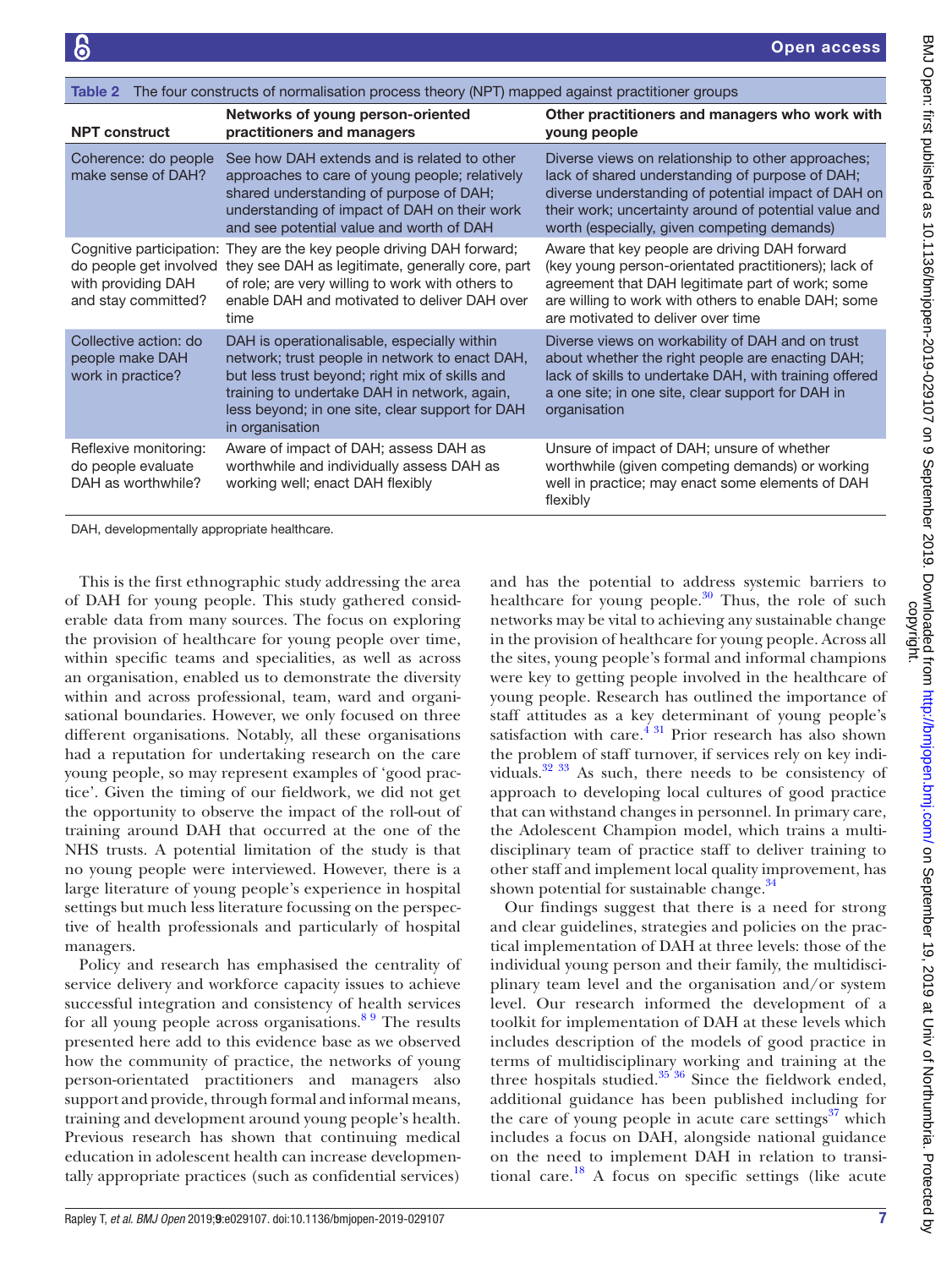Table 2 The four constructs of normalisation process theory (NPT) mapped against practitioner groups

| NPT construct | Networks of young person-oriented practitioners and managers | Other practitioners and managers who work with young people |
|---|---|---|
| Coherence: do people make sense of DAH? | See how DAH extends and is related to other approaches to care of young people; relatively shared understanding of purpose of DAH; understanding of impact of DAH on their work and see potential value and worth of DAH | Diverse views on relationship to other approaches; lack of shared understanding of purpose of DAH; diverse understanding of potential impact of DAH on their work; uncertainty around of potential value and worth (especially, given competing demands) |
| Cognitive participation: do people get involved with providing DAH and stay committed? | They are the key people driving DAH forward; they see DAH as legitimate, generally core, part of role; are very willing to work with others to enable DAH and motivated to deliver DAH over time | Aware that key people are driving DAH forward (key young person-orientated practitioners); lack of agreement that DAH legitimate part of work; some are willing to work with others to enable DAH; some are motivated to deliver over time |
| Collective action: do people make DAH work in practice? | DAH is operationalisable, especially within network; trust people in network to enact DAH, but less trust beyond; right mix of skills and training to undertake DAH in network, again, less beyond; in one site, clear support for DAH in organisation | Diverse views on workability of DAH and on trust about whether the right people are enacting DAH; lack of skills to undertake DAH, with training offered a one site; in one site, clear support for DAH in organisation |
| Reflexive monitoring: do people evaluate DAH as worthwhile? | Aware of impact of DAH; assess DAH as worthwhile and individually assess DAH as working well; enact DAH flexibly | Unsure of impact of DAH; unsure of whether worthwhile (given competing demands) or working well in practice; may enact some elements of DAH flexibly |

DAH, developmentally appropriate healthcare.

This is the first ethnographic study addressing the area of DAH for young people. This study gathered considerable data from many sources. The focus on exploring the provision of healthcare for young people over time, within specific teams and specialities, as well as across an organisation, enabled us to demonstrate the diversity within and across professional, team, ward and organisational boundaries. However, we only focused on three different organisations. Notably, all these organisations had a reputation for undertaking research on the care young people, so may represent examples of 'good practice'. Given the timing of our fieldwork, we did not get the opportunity to observe the impact of the roll-out of training around DAH that occurred at the one of the NHS trusts. A potential limitation of the study is that no young people were interviewed. However, there is a large literature of young people's experience in hospital settings but much less literature focussing on the perspective of health professionals and particularly of hospital managers.

Policy and research has emphasised the centrality of service delivery and workforce capacity issues to achieve successful integration and consistency of health services for all young people across organisations.[8 9] The results presented here add to this evidence base as we observed how the community of practice, the networks of young person-orientated practitioners and managers also support and provide, through formal and informal means, training and development around young people's health. Previous research has shown that continuing medical education in adolescent health can increase developmentally appropriate practices (such as confidential services) and has the potential to address systemic barriers to healthcare for young people.[30] Thus, the role of such networks may be vital to achieving any sustainable change in the provision of healthcare for young people. Across all the sites, young people's formal and informal champions were key to getting people involved in the healthcare of young people. Research has outlined the importance of staff attitudes as a key determinant of young people's satisfaction with care.[4 31] Prior research has also shown the problem of staff turnover, if services rely on key individuals.[32 33] As such, there needs to be consistency of approach to developing local cultures of good practice that can withstand changes in personnel. In primary care, the Adolescent Champion model, which trains a multidisciplinary team of practice staff to deliver training to other staff and implement local quality improvement, has shown potential for sustainable change.[34]

Our findings suggest that there is a need for strong and clear guidelines, strategies and policies on the practical implementation of DAH at three levels: those of the individual young person and their family, the multidisciplinary team level and the organisation and/or system level. Our research informed the development of a toolkit for implementation of DAH at these levels which includes description of the models of good practice in terms of multidisciplinary working and training at the three hospitals studied.[35 36] Since the fieldwork ended, additional guidance has been published including for the care of young people in acute care settings[37] which includes a focus on DAH, alongside national guidance on the need to implement DAH in relation to transitional care.[18] A focus on specific settings (like acute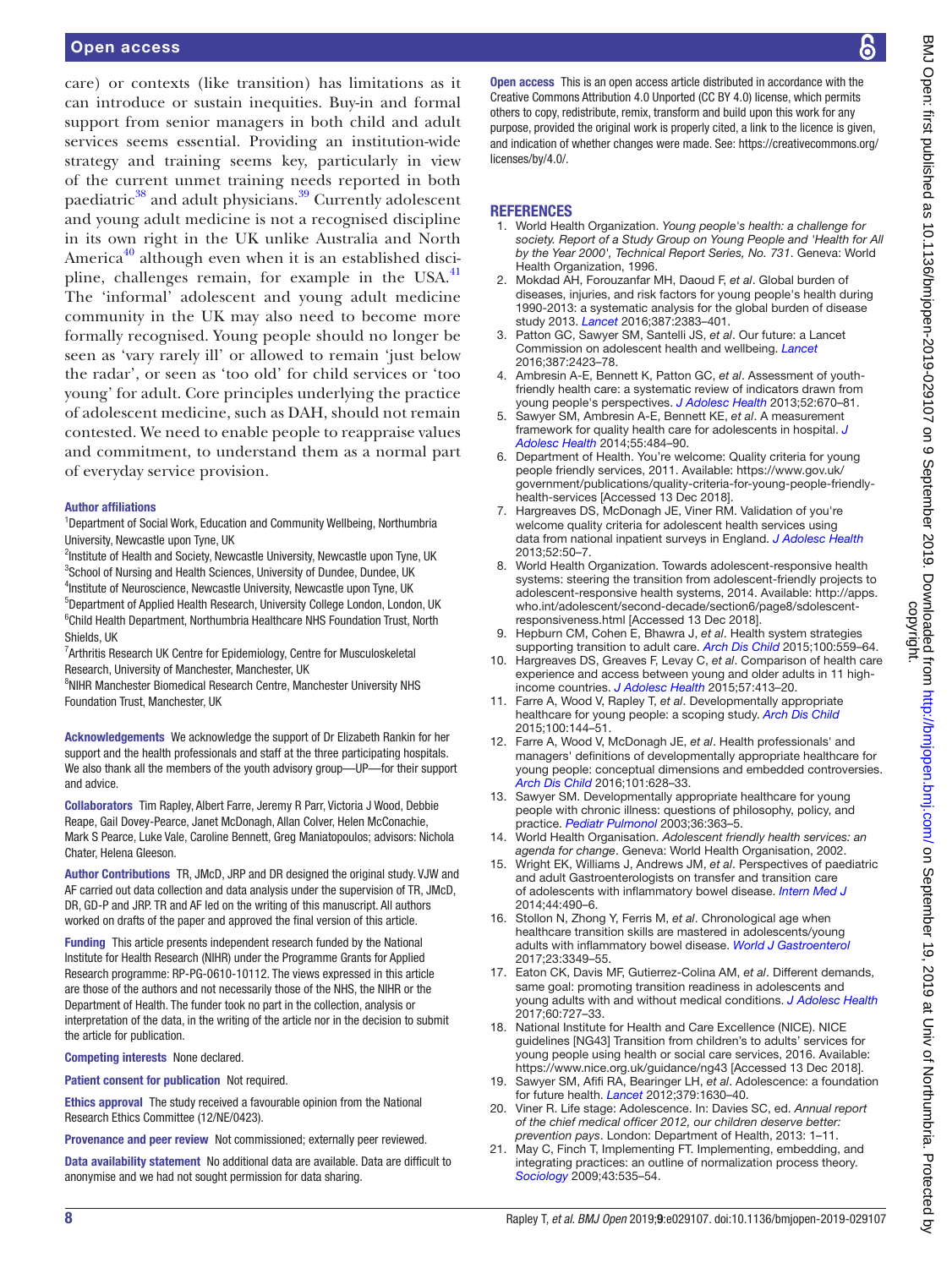care) or contexts (like transition) has limitations as it can introduce or sustain inequities. Buy-in and formal support from senior managers in both child and adult services seems essential. Providing an institution-wide strategy and training seems key, particularly in view of the current unmet training needs reported in both paediatric[38] and adult physicians.[39] Currently adolescent and young adult medicine is not a recognised discipline in its own right in the UK unlike Australia and North America[40] although even when it is an established discipline, challenges remain, for example in the USA.[41] The 'informal' adolescent and young adult medicine community in the UK may also need to become more formally recognised. Young people should no longer be seen as 'vary rarely ill' or allowed to remain 'just below the radar', or seen as 'too old' for child services or 'too young' for adult. Core principles underlying the practice of adolescent medicine, such as DAH, should not remain contested. We need to enable people to reappraise values and commitment, to understand them as a normal part of everyday service provision.

**Author affiliations**

[1]Department of Social Work, Education and Community Wellbeing, Northumbria University, Newcastle upon Tyne, UK
[2]Institute of Health and Society, Newcastle University, Newcastle upon Tyne, UK
[3]School of Nursing and Health Sciences, University of Dundee, Dundee, UK
[4]Institute of Neuroscience, Newcastle University, Newcastle upon Tyne, UK
[5]Department of Applied Health Research, University College London, London, UK
[6]Child Health Department, Northumbria Healthcare NHS Foundation Trust, North Shields, UK
[7]Arthritis Research UK Centre for Epidemiology, Centre for Musculoskeletal Research, University of Manchester, Manchester, UK
[8]NIHR Manchester Biomedical Research Centre, Manchester University NHS Foundation Trust, Manchester, UK

**Acknowledgements** We acknowledge the support of Dr Elizabeth Rankin for her support and the health professionals and staff at the three participating hospitals. We also thank all the members of the youth advisory group—UP—for their support and advice.

**Collaborators** Tim Rapley, Albert Farre, Jeremy R Parr, Victoria J Wood, Debbie Reape, Gail Dovey-Pearce, Janet McDonagh, Allan Colver, Helen McConachie, Mark S Pearce, Luke Vale, Caroline Bennett, Greg Maniatopoulos; advisors: Nichola Chater, Helena Gleeson.

**Author Contributions** TR, JMcD, JRP and DR designed the original study. VJW and AF carried out data collection and data analysis under the supervision of TR, JMcD, DR, GD-P and JRP. TR and AF led on the writing of this manuscript. All authors worked on drafts of the paper and approved the final version of this article.

**Funding** This article presents independent research funded by the National Institute for Health Research (NIHR) under the Programme Grants for Applied Research programme: RP-PG-0610-10112. The views expressed in this article are those of the authors and not necessarily those of the NHS, the NIHR or the Department of Health. The funder took no part in the collection, analysis or interpretation of the data, in the writing of the article nor in the decision to submit the article for publication.

**Competing interests** None declared.

**Patient consent for publication** Not required.

**Ethics approval** The study received a favourable opinion from the National Research Ethics Committee (12/NE/0423).

**Provenance and peer review** Not commissioned; externally peer reviewed.

**Data availability statement** No additional data are available. Data are difficult to anonymise and we had not sought permission for data sharing.

**Open access** This is an open access article distributed in accordance with the Creative Commons Attribution 4.0 Unported (CC BY 4.0) license, which permits others to copy, redistribute, remix, transform and build upon this work for any purpose, provided the original work is properly cited, a link to the licence is given, and indication of whether changes were made. See: https://creativecommons.org/licenses/by/4.0/.

## REFERENCES

1. World Health Organization. *Young people's health: a challenge for society. Report of a Study Group on Young People and 'Health for All by the Year 2000', Technical Report Series, No. 731*. Geneva: World Health Organization, 1996.
2. Mokdad AH, Forouzanfar MH, Daoud F, *et al*. Global burden of diseases, injuries, and risk factors for young people's health during 1990-2013: a systematic analysis for the global burden of disease study 2013. *Lancet* 2016;387:2383–401.
3. Patton GC, Sawyer SM, Santelli JS, *et al*. Our future: a Lancet Commission on adolescent health and wellbeing. *Lancet* 2016;387:2423–78.
4. Ambresin A-E, Bennett K, Patton GC, *et al*. Assessment of youth-friendly health care: a systematic review of indicators drawn from young people's perspectives. *J Adolesc Health* 2013;52:670–81.
5. Sawyer SM, Ambresin A-E, Bennett KE, *et al*. A measurement framework for quality health care for adolescents in hospital. *J Adolesc Health* 2014;55:484–90.
6. Department of Health. You're welcome: Quality criteria for young people friendly services, 2011. Available: https://www.gov.uk/government/publications/quality-criteria-for-young-people-friendly-health-services [Accessed 13 Dec 2018].
7. Hargreaves DS, McDonagh JE, Viner RM. Validation of you're welcome quality criteria for adolescent health services using data from national inpatient surveys in England. *J Adolesc Health* 2013;52:50–7.
8. World Health Organization. Towards adolescent-responsive health systems: steering the transition from adolescent-friendly projects to adolescent-responsive health systems, 2014. Available: http://apps.who.int/adolescent/second-decade/section6/page8/sdolescent-responsiveness.html [Accessed 13 Dec 2018].
9. Hepburn CM, Cohen E, Bhawra J, *et al*. Health system strategies supporting transition to adult care. *Arch Dis Child* 2015;100:559–64.
10. Hargreaves DS, Greaves F, Levay C, *et al*. Comparison of health care experience and access between young and older adults in 11 high-income countries. *J Adolesc Health* 2015;57:413–20.
11. Farre A, Wood V, Rapley T, *et al*. Developmentally appropriate healthcare for young people: a scoping study. *Arch Dis Child* 2015;100:144–51.
12. Farre A, Wood V, McDonagh JE, *et al*. Health professionals' and managers' definitions of developmentally appropriate healthcare for young people: conceptual dimensions and embedded controversies. *Arch Dis Child* 2016;101:628–33.
13. Sawyer SM. Developmentally appropriate healthcare for young people with chronic illness: questions of philosophy, policy, and practice. *Pediatr Pulmonol* 2003;36:363–5.
14. World Health Organisation. *Adolescent friendly health services: an agenda for change*. Geneva: World Health Organisation, 2002.
15. Wright EK, Williams J, Andrews JM, *et al*. Perspectives of paediatric and adult Gastroenterologists on transfer and transition care of adolescents with inflammatory bowel disease. *Intern Med J* 2014;44:490–6.
16. Stollon N, Zhong Y, Ferris M, *et al*. Chronological age when healthcare transition skills are mastered in adolescents/young adults with inflammatory bowel disease. *World J Gastroenterol* 2017;23:3349–55.
17. Eaton CK, Davis MF, Gutierrez-Colina AM, *et al*. Different demands, same goal: promoting transition readiness in adolescents and young adults with and without medical conditions. *J Adolesc Health* 2017;60:727–33.
18. National Institute for Health and Care Excellence (NICE). NICE guidelines [NG43] Transition from children's to adults' services for young people using health or social care services, 2016. Available: https://www.nice.org.uk/guidance/ng43 [Accessed 13 Dec 2018].
19. Sawyer SM, Afifi RA, Bearinger LH, *et al*. Adolescence: a foundation for future health. *Lancet* 2012;379:1630–40.
20. Viner R. Life stage: Adolescence. In: Davies SC, ed. *Annual report of the chief medical officer 2012, our children deserve better: prevention pays*. London: Department of Health, 2013: 1–11.
21. May C, Finch T, Implementing FT. Implementing, embedding, and integrating practices: an outline of normalization process theory. *Sociology* 2009;43:535–54.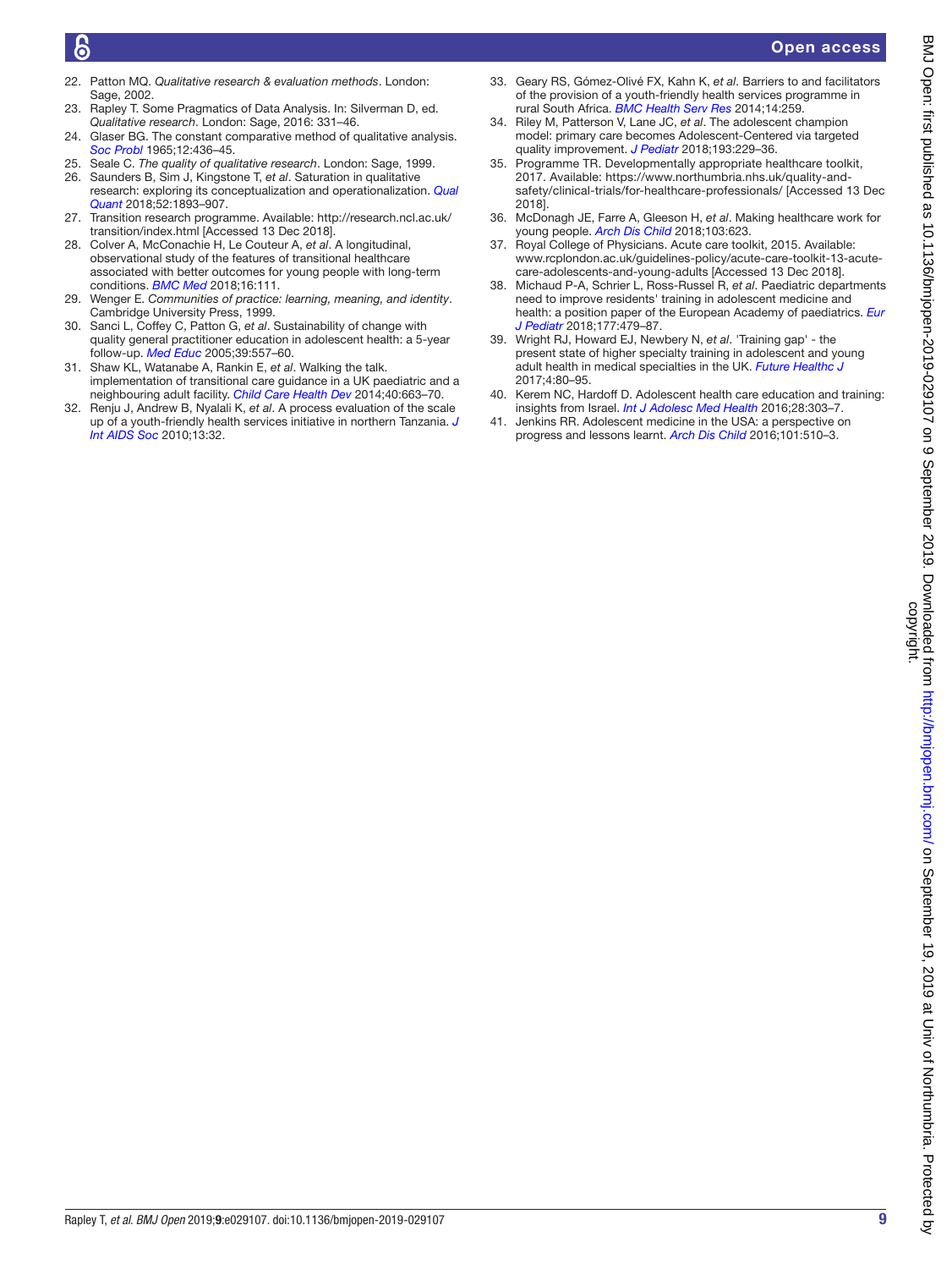22. Patton MQ. *Qualitative research & evaluation methods*. London: Sage, 2002.
23. Rapley T. Some Pragmatics of Data Analysis. In: Silverman D, ed. *Qualitative research*. London: Sage, 2016: 331–46.
24. Glaser BG. The constant comparative method of qualitative analysis. *Soc Probl* 1965;12:436–45.
25. Seale C. *The quality of qualitative research*. London: Sage, 1999.
26. Saunders B, Sim J, Kingstone T, *et al*. Saturation in qualitative research: exploring its conceptualization and operationalization. *Qual Quant* 2018;52:1893–907.
27. Transition research programme. Available: http://research.ncl.ac.uk/transition/index.html [Accessed 13 Dec 2018].
28. Colver A, McConachie H, Le Couteur A, *et al*. A longitudinal, observational study of the features of transitional healthcare associated with better outcomes for young people with long-term conditions. *BMC Med* 2018;16:111.
29. Wenger E. *Communities of practice: learning, meaning, and identity*. Cambridge University Press, 1999.
30. Sanci L, Coffey C, Patton G, *et al*. Sustainability of change with quality general practitioner education in adolescent health: a 5-year follow-up. *Med Educ* 2005;39:557–60.
31. Shaw KL, Watanabe A, Rankin E, *et al*. Walking the talk. implementation of transitional care guidance in a UK paediatric and a neighbouring adult facility. *Child Care Health Dev* 2014;40:663–70.
32. Renju J, Andrew B, Nyalali K, *et al*. A process evaluation of the scale up of a youth-friendly health services initiative in northern Tanzania. *J Int AIDS Soc* 2010;13:32.
33. Geary RS, Gómez-Olivé FX, Kahn K, *et al*. Barriers to and facilitators of the provision of a youth-friendly health services programme in rural South Africa. *BMC Health Serv Res* 2014;14:259.
34. Riley M, Patterson V, Lane JC, *et al*. The adolescent champion model: primary care becomes Adolescent-Centered via targeted quality improvement. *J Pediatr* 2018;193:229–36.
35. Programme TR. Developmentally appropriate healthcare toolkit, 2017. Available: https://www.northumbria.nhs.uk/quality-and-safety/clinical-trials/for-healthcare-professionals/ [Accessed 13 Dec 2018].
36. McDonagh JE, Farre A, Gleeson H, *et al*. Making healthcare work for young people. *Arch Dis Child* 2018;103:623.
37. Royal College of Physicians. Acute care toolkit, 2015. Available: www.rcplondon.ac.uk/guidelines-policy/acute-care-toolkit-13-acute-care-adolescents-and-young-adults [Accessed 13 Dec 2018].
38. Michaud P-A, Schrier L, Ross-Russel R, *et al*. Paediatric departments need to improve residents' training in adolescent medicine and health: a position paper of the European Academy of paediatrics. *Eur J Pediatr* 2018;177:479–87.
39. Wright RJ, Howard EJ, Newbery N, *et al*. 'Training gap' - the present state of higher specialty training in adolescent and young adult health in medical specialties in the UK. *Future Healthc J* 2017;4:80–95.
40. Kerem NC, Hardoff D. Adolescent health care education and training: insights from Israel. *Int J Adolesc Med Health* 2016;28:303–7.
41. Jenkins RR. Adolescent medicine in the USA: a perspective on progress and lessons learnt. *Arch Dis Child* 2016;101:510–3.